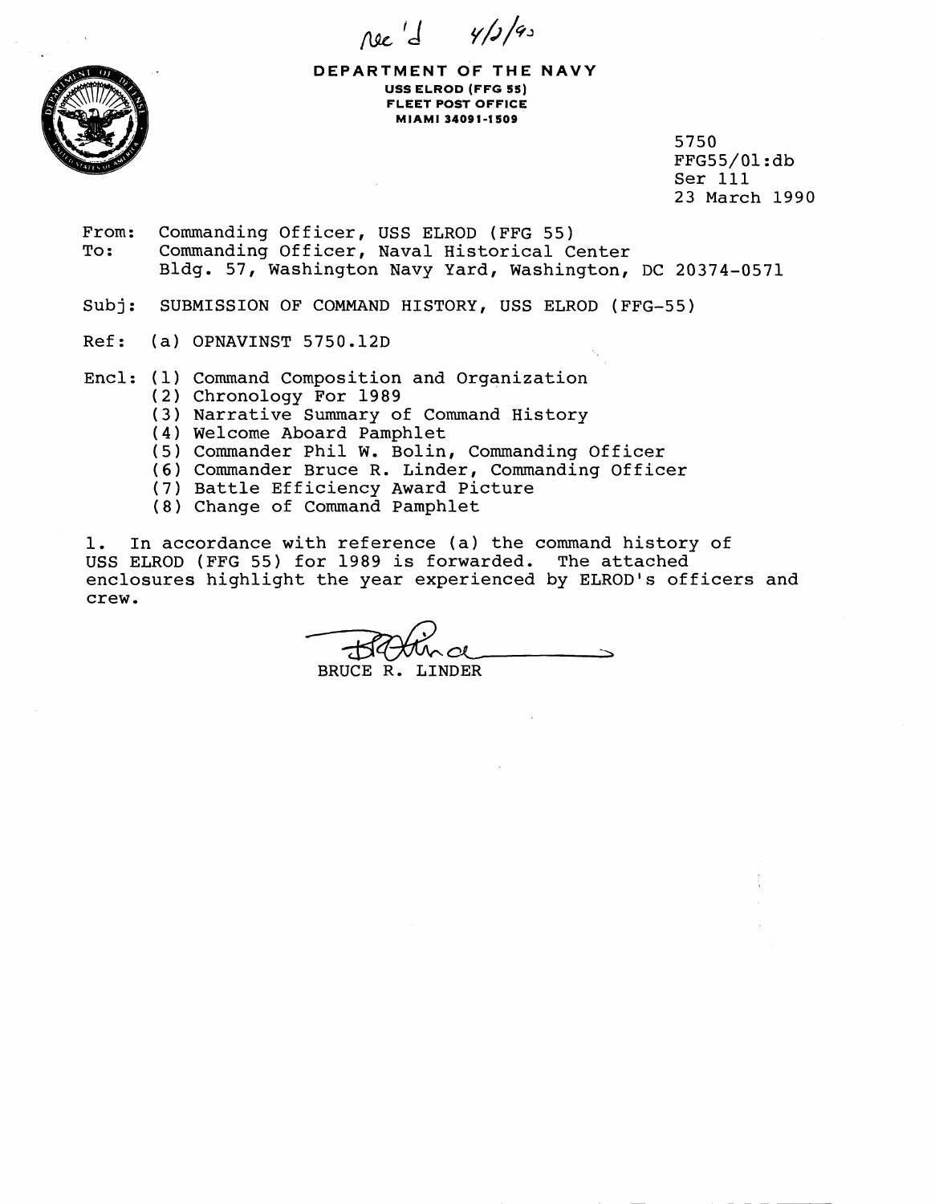Rec'd 4/2/90

**DEPARTMENT OF THE NAVY**
**USS ELROD (FFG 55)**
**FLEET POST OFFICE**
**MIAMI 34091-1509**

5750
FFG55/01:db
Ser 111
23 March 1990

From: Commanding Officer, USS ELROD (FFG 55)
To: Commanding Officer, Naval Historical Center
Bldg. 57, Washington Navy Yard, Washington, DC 20374-0571

Subj: SUBMISSION OF COMMAND HISTORY, USS ELROD (FFG-55)

Ref: (a) OPNAVINST 5750.12D

Encl: (1) Command Composition and Organization
(2) Chronology For 1989
(3) Narrative Summary of Command History
(4) Welcome Aboard Pamphlet
(5) Commander Phil W. Bolin, Commanding Officer
(6) Commander Bruce R. Linder, Commanding Officer
(7) Battle Efficiency Award Picture
(8) Change of Command Pamphlet

1. In accordance with reference (a) the command history of USS ELROD (FFG 55) for 1989 is forwarded. The attached enclosures highlight the year experienced by ELROD's officers and crew.

BRUCE R. LINDER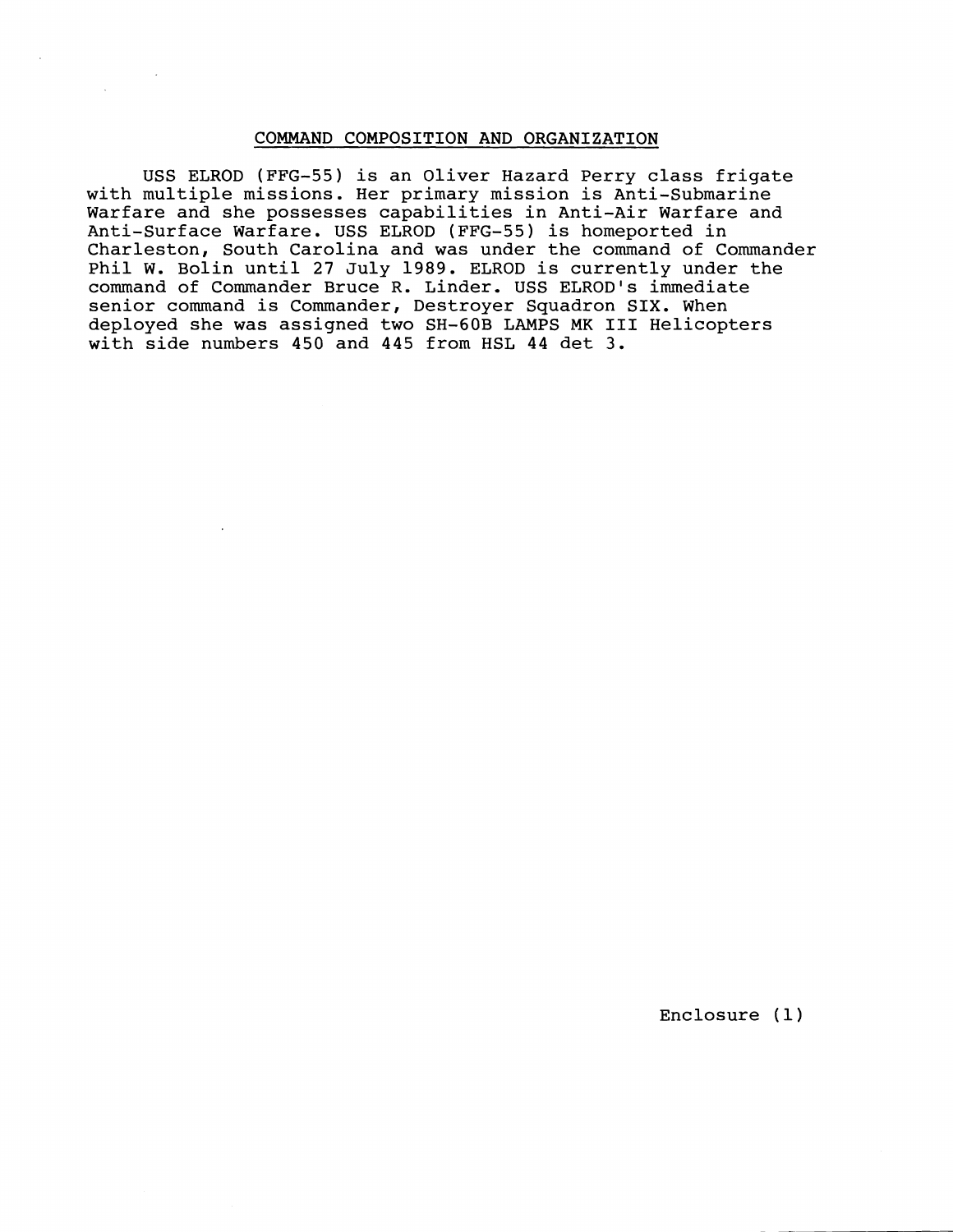## COMMAND COMPOSITION AND ORGANIZATION

USS ELROD (FFG-55) is an Oliver Hazard Perry class frigate with multiple missions. Her primary mission is Anti-Submarine Warfare and she possesses capabilities in Anti-Air Warfare and Anti-Surface Warfare. USS ELROD (FFG-55) is homeported in Charleston, South Carolina and was under the command of Commander Phil W. Bolin until 27 July 1989. ELROD is currently under the command of Commander Bruce R. Linder. USS ELROD's immediate senior command is Commander, Destroyer Squadron SIX. When deployed she was assigned two SH-60B LAMPS MK III Helicopters with side numbers 450 and 445 from HSL 44 det 3.

Enclosure (1)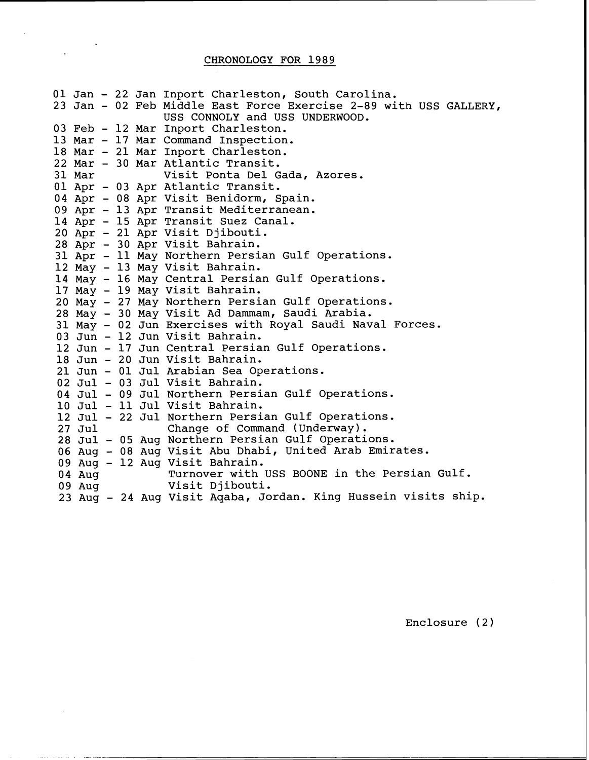# CHRONOLOGY FOR 1989

| | |
|---|---|
| 01 Jan - 22 Jan | Inport Charleston, South Carolina. |
| 23 Jan - 02 Feb | Middle East Force Exercise 2-89 with USS GALLERY, USS CONNOLY and USS UNDERWOOD. |
| 03 Feb - 12 Mar | Inport Charleston. |
| 13 Mar - 17 Mar | Command Inspection. |
| 18 Mar - 21 Mar | Inport Charleston. |
| 22 Mar - 30 Mar | Atlantic Transit. |
| 31 Mar | Visit Ponta Del Gada, Azores. |
| 01 Apr - 03 Apr | Atlantic Transit. |
| 04 Apr - 08 Apr | Visit Benidorm, Spain. |
| 09 Apr - 13 Apr | Transit Mediterranean. |
| 14 Apr - 15 Apr | Transit Suez Canal. |
| 20 Apr - 21 Apr | Visit Djibouti. |
| 28 Apr - 30 Apr | Visit Bahrain. |
| 31 Apr - 11 May | Northern Persian Gulf Operations. |
| 12 May - 13 May | Visit Bahrain. |
| 14 May - 16 May | Central Persian Gulf Operations. |
| 17 May - 19 May | Visit Bahrain. |
| 20 May - 27 May | Northern Persian Gulf Operations. |
| 28 May - 30 May | Visit Ad Dammam, Saudi Arabia. |
| 31 May - 02 Jun | Exercises with Royal Saudi Naval Forces. |
| 03 Jun - 12 Jun | Visit Bahrain. |
| 12 Jun - 17 Jun | Central Persian Gulf Operations. |
| 18 Jun - 20 Jun | Visit Bahrain. |
| 21 Jun - 01 Jul | Arabian Sea Operations. |
| 02 Jul - 03 Jul | Visit Bahrain. |
| 04 Jul - 09 Jul | Northern Persian Gulf Operations. |
| 10 Jul - 11 Jul | Visit Bahrain. |
| 12 Jul - 22 Jul | Northern Persian Gulf Operations. |
| 27 Jul | Change of Command (Underway). |
| 28 Jul - 05 Aug | Northern Persian Gulf Operations. |
| 06 Aug - 08 Aug | Visit Abu Dhabi, United Arab Emirates. |
| 09 Aug - 12 Aug | Visit Bahrain. |
| 04 Aug | Turnover with USS BOONE in the Persian Gulf. |
| 09 Aug | Visit Djibouti. |
| 23 Aug - 24 Aug | Visit Aqaba, Jordan. King Hussein visits ship. |

Enclosure (2)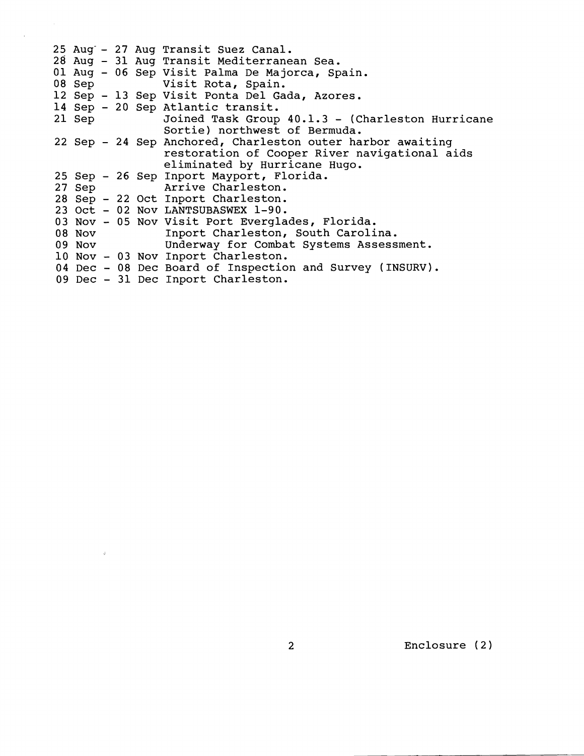| | |
|---|---|
| 25 Aug - 27 Aug | Transit Suez Canal. |
| 28 Aug - 31 Aug | Transit Mediterranean Sea. |
| 01 Aug - 06 Sep | Visit Palma De Majorca, Spain. |
| 08 Sep | Visit Rota, Spain. |
| 12 Sep - 13 Sep | Visit Ponta Del Gada, Azores. |
| 14 Sep - 20 Sep | Atlantic transit. |
| 21 Sep | Joined Task Group 40.1.3 - (Charleston Hurricane Sortie) northwest of Bermuda. |
| 22 Sep - 24 Sep | Anchored, Charleston outer harbor awaiting restoration of Cooper River navigational aids eliminated by Hurricane Hugo. |
| 25 Sep - 26 Sep | Inport Mayport, Florida. |
| 27 Sep | Arrive Charleston. |
| 28 Sep - 22 Oct | Inport Charleston. |
| 23 Oct - 02 Nov | LANTSUBASWEX 1-90. |
| 03 Nov - 05 Nov | Visit Port Everglades, Florida. |
| 08 Nov | Inport Charleston, South Carolina. |
| 09 Nov | Underway for Combat Systems Assessment. |
| 10 Nov - 03 Nov | Inport Charleston. |
| 04 Dec - 08 Dec | Board of Inspection and Survey (INSURV). |
| 09 Dec - 31 Dec | Inport Charleston. |

Enclosure (2)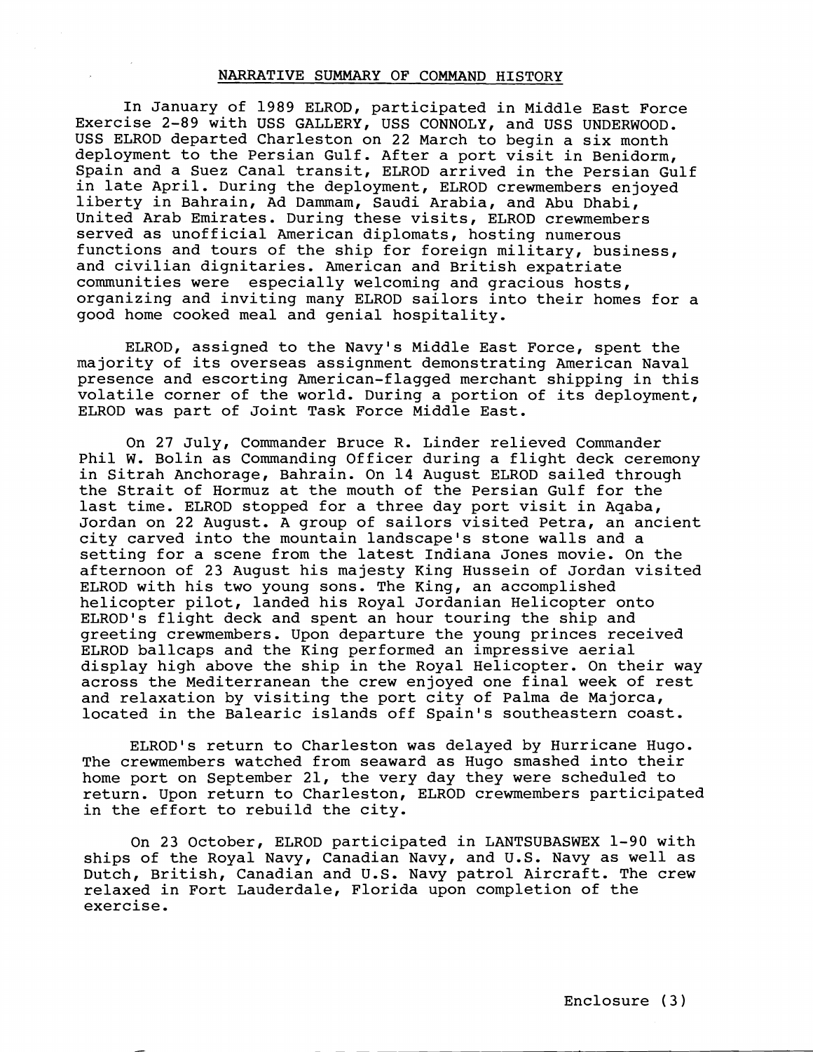## NARRATIVE SUMMARY OF COMMAND HISTORY

In January of 1989 ELROD, participated in Middle East Force Exercise 2-89 with USS GALLERY, USS CONNOLY, and USS UNDERWOOD. USS ELROD departed Charleston on 22 March to begin a six month deployment to the Persian Gulf. After a port visit in Benidorm, Spain and a Suez Canal transit, ELROD arrived in the Persian Gulf in late April. During the deployment, ELROD crewmembers enjoyed liberty in Bahrain, Ad Dammam, Saudi Arabia, and Abu Dhabi, United Arab Emirates. During these visits, ELROD crewmembers served as unofficial American diplomats, hosting numerous functions and tours of the ship for foreign military, business, and civilian dignitaries. American and British expatriate communities were especially welcoming and gracious hosts, organizing and inviting many ELROD sailors into their homes for a good home cooked meal and genial hospitality.

ELROD, assigned to the Navy's Middle East Force, spent the majority of its overseas assignment demonstrating American Naval presence and escorting American-flagged merchant shipping in this volatile corner of the world. During a portion of its deployment, ELROD was part of Joint Task Force Middle East.

On 27 July, Commander Bruce R. Linder relieved Commander Phil W. Bolin as Commanding Officer during a flight deck ceremony in Sitrah Anchorage, Bahrain. On 14 August ELROD sailed through the Strait of Hormuz at the mouth of the Persian Gulf for the last time. ELROD stopped for a three day port visit in Aqaba, Jordan on 22 August. A group of sailors visited Petra, an ancient city carved into the mountain landscape's stone walls and a setting for a scene from the latest Indiana Jones movie. On the afternoon of 23 August his majesty King Hussein of Jordan visited ELROD with his two young sons. The King, an accomplished helicopter pilot, landed his Royal Jordanian Helicopter onto ELROD's flight deck and spent an hour touring the ship and greeting crewmembers. Upon departure the young princes received ELROD ballcaps and the King performed an impressive aerial display high above the ship in the Royal Helicopter. On their way across the Mediterranean the crew enjoyed one final week of rest and relaxation by visiting the port city of Palma de Majorca, located in the Balearic islands off Spain's southeastern coast.

ELROD's return to Charleston was delayed by Hurricane Hugo. The crewmembers watched from seaward as Hugo smashed into their home port on September 21, the very day they were scheduled to return. Upon return to Charleston, ELROD crewmembers participated in the effort to rebuild the city.

On 23 October, ELROD participated in LANTSUBASWEX 1-90 with ships of the Royal Navy, Canadian Navy, and U.S. Navy as well as Dutch, British, Canadian and U.S. Navy patrol Aircraft. The crew relaxed in Fort Lauderdale, Florida upon completion of the exercise.

Enclosure (3)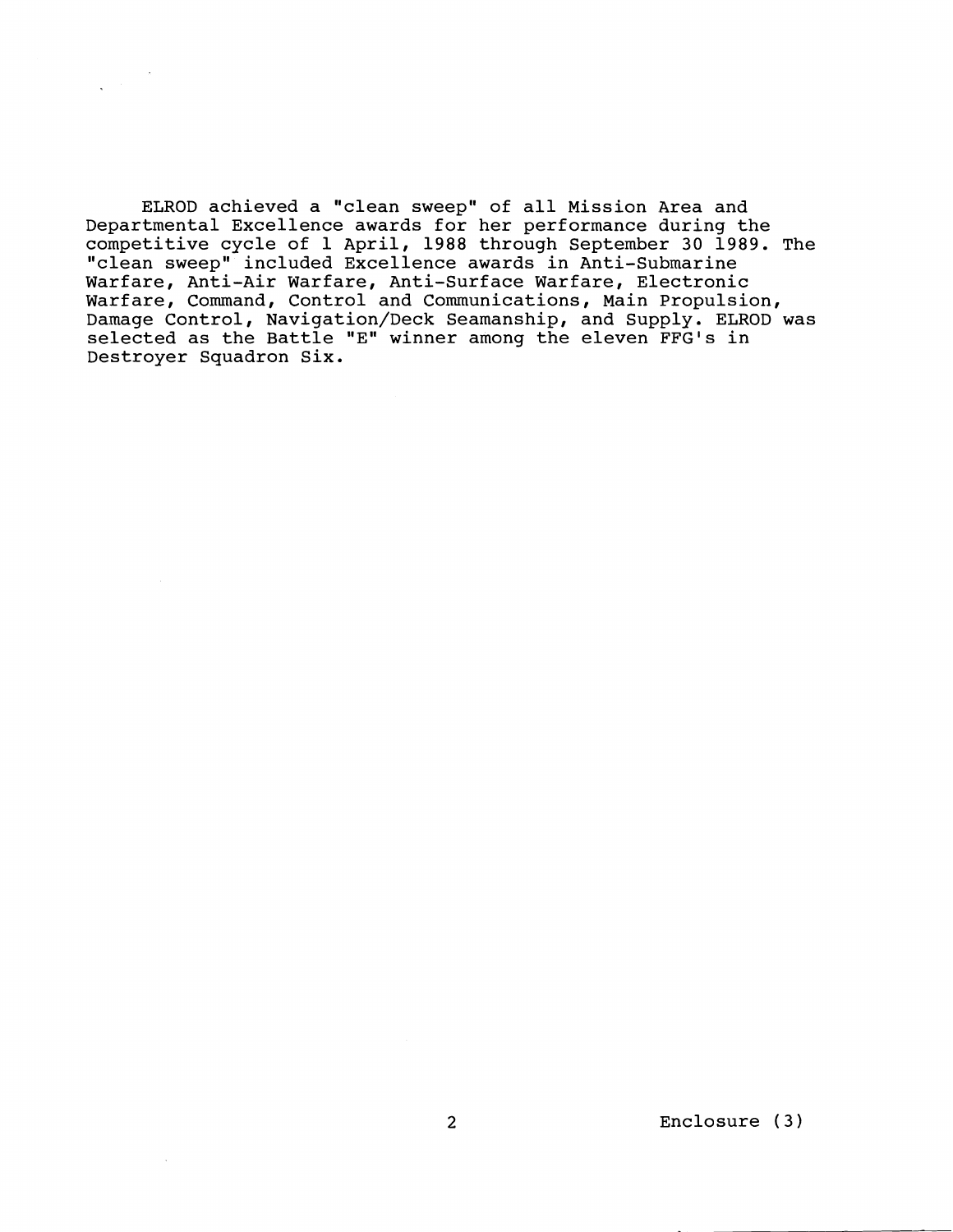ELROD achieved a "clean sweep" of all Mission Area and Departmental Excellence awards for her performance during the competitive cycle of 1 April, 1988 through September 30 1989. The "clean sweep" included Excellence awards in Anti-Submarine Warfare, Anti-Air Warfare, Anti-Surface Warfare, Electronic Warfare, Command, Control and Communications, Main Propulsion, Damage Control, Navigation/Deck Seamanship, and Supply. ELROD was selected as the Battle "E" winner among the eleven FFG's in Destroyer Squadron Six.

Enclosure (3)